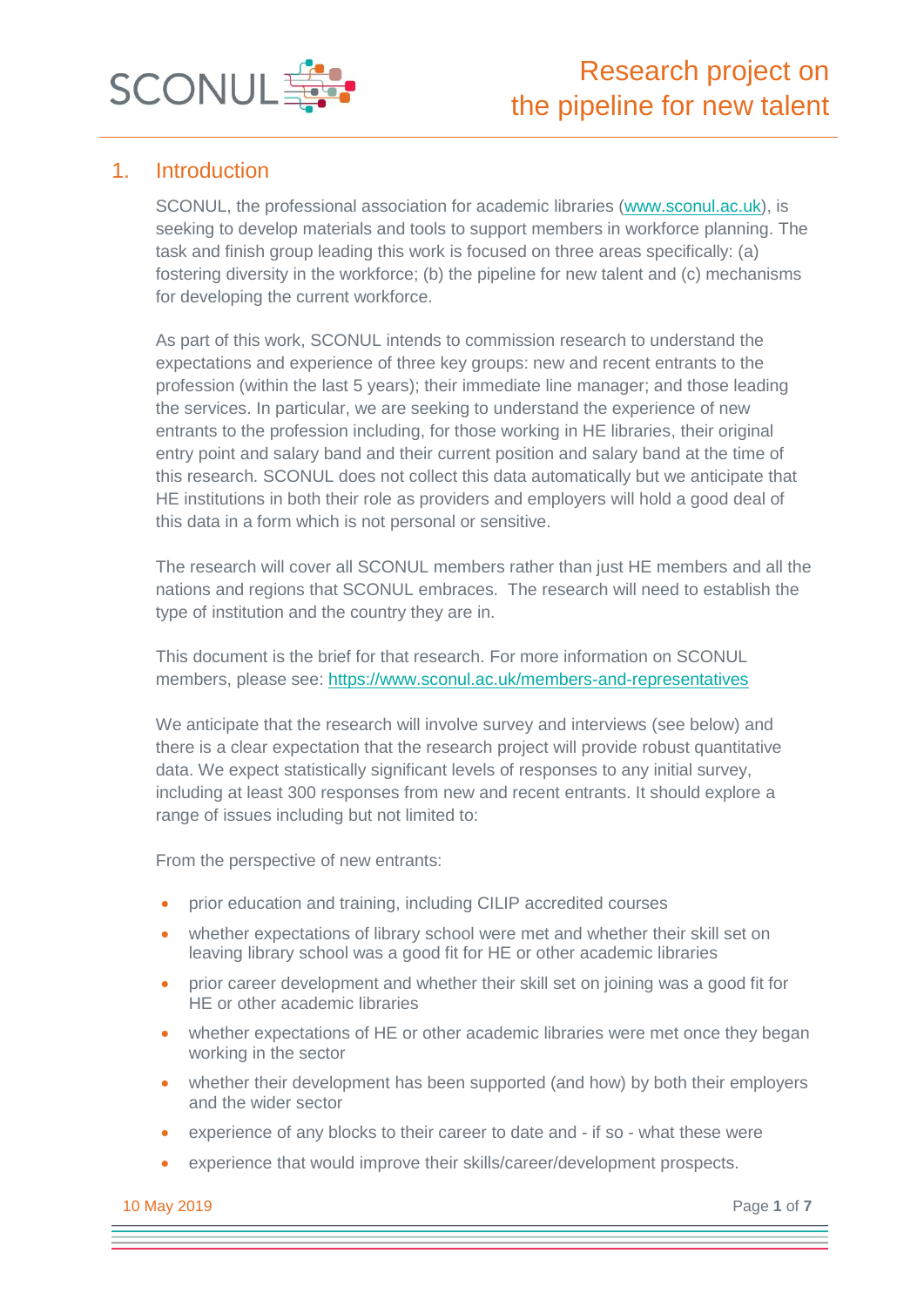# Research project on the pipeline for new talent

## 1. Introduction

SCONUL, the professional association for academic libraries ([www.sconul.ac.uk](http://www.sconul.ac.uk)), is seeking to develop materials and tools to support members in workforce planning. The task and finish group leading this work is focused on three areas specifically: (a) fostering diversity in the workforce; (b) the pipeline for new talent and (c) mechanisms for developing the current workforce.

As part of this work, SCONUL intends to commission research to understand the expectations and experience of three key groups: new and recent entrants to the profession (within the last 5 years); their immediate line manager; and those leading the services. In particular, we are seeking to understand the experience of new entrants to the profession including, for those working in HE libraries, their original entry point and salary band and their current position and salary band at the time of this research. SCONUL does not collect this data automatically but we anticipate that HE institutions in both their role as providers and employers will hold a good deal of this data in a form which is not personal or sensitive.

The research will cover all SCONUL members rather than just HE members and all the nations and regions that SCONUL embraces. The research will need to establish the type of institution and the country they are in.

This document is the brief for that research. For more information on SCONUL members, please see: [https://www.sconul.ac.uk/members-and-representatives](https://www.sconul.ac.uk/members-and-representatives)

We anticipate that the research will involve survey and interviews (see below) and there is a clear expectation that the research project will provide robust quantitative data. We expect statistically significant levels of responses to any initial survey, including at least 300 responses from new and recent entrants. It should explore a range of issues including but not limited to:

From the perspective of new entrants:

- prior education and training, including CILIP accredited courses
- whether expectations of library school were met and whether their skill set on leaving library school was a good fit for HE or other academic libraries
- prior career development and whether their skill set on joining was a good fit for HE or other academic libraries
- whether expectations of HE or other academic libraries were met once they began working in the sector
- whether their development has been supported (and how) by both their employers and the wider sector
- experience of any blocks to their career to date and - if so - what these were
- experience that would improve their skills/career/development prospects.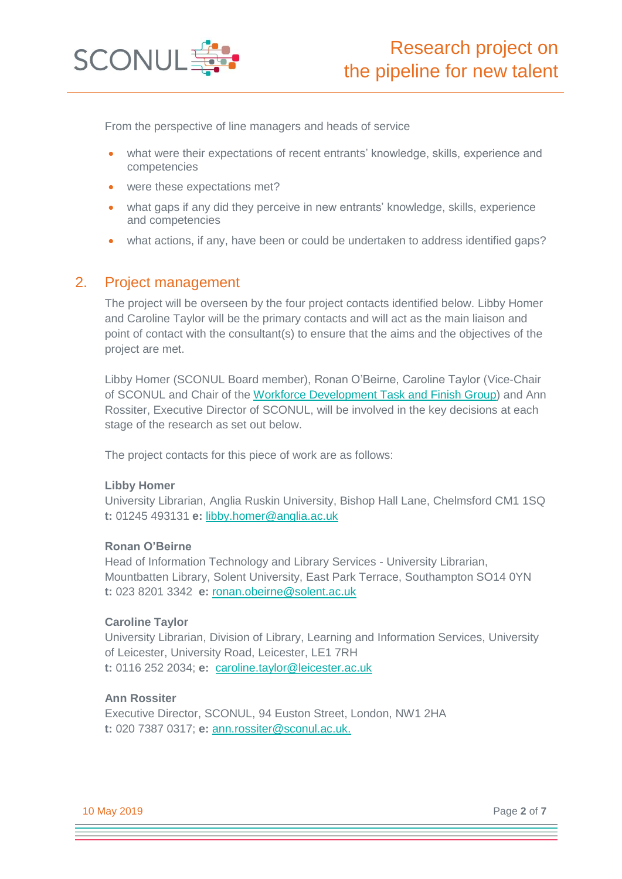From the perspective of line managers and heads of service

- what were their expectations of recent entrants' knowledge, skills, experience and competencies
- were these expectations met?
- what gaps if any did they perceive in new entrants' knowledge, skills, experience and competencies
- what actions, if any, have been or could be undertaken to address identified gaps?

## 2. Project management

The project will be overseen by the four project contacts identified below. Libby Homer and Caroline Taylor will be the primary contacts and will act as the main liaison and point of contact with the consultant(s) to ensure that the aims and the objectives of the project are met.

Libby Homer (SCONUL Board member), Ronan O'Beirne, Caroline Taylor (Vice-Chair of SCONUL and Chair of the Workforce Development Task and Finish Group) and Ann Rossiter, Executive Director of SCONUL, will be involved in the key decisions at each stage of the research as set out below.

The project contacts for this piece of work are as follows:

**Libby Homer**
University Librarian, Anglia Ruskin University, Bishop Hall Lane, Chelmsford CM1 1SQ
**t:** 01245 493131 **e:** libby.homer@anglia.ac.uk

**Ronan O'Beirne**
Head of Information Technology and Library Services - University Librarian, Mountbatten Library, Solent University, East Park Terrace, Southampton SO14 0YN
**t:** 023 8201 3342 **e:** ronan.obeirne@solent.ac.uk

**Caroline Taylor**
University Librarian, Division of Library, Learning and Information Services, University of Leicester, University Road, Leicester, LE1 7RH
**t:** 0116 252 2034; **e:** caroline.taylor@leicester.ac.uk

**Ann Rossiter**
Executive Director, SCONUL, 94 Euston Street, London, NW1 2HA
**t:** 020 7387 0317; **e:** ann.rossiter@sconul.ac.uk.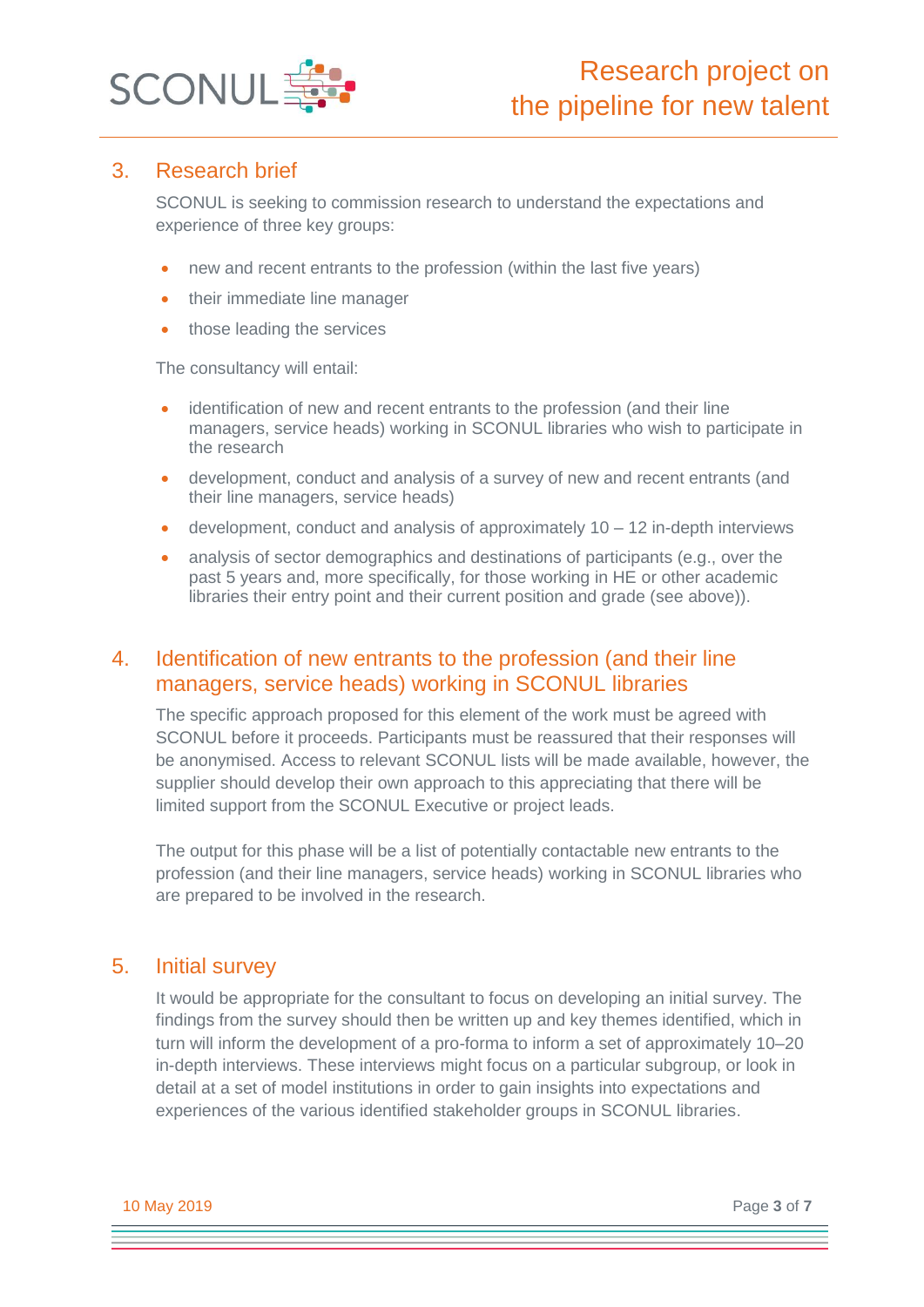## 3. Research brief

SCONUL is seeking to commission research to understand the expectations and experience of three key groups:

- new and recent entrants to the profession (within the last five years)
- their immediate line manager
- those leading the services

The consultancy will entail:

- identification of new and recent entrants to the profession (and their line managers, service heads) working in SCONUL libraries who wish to participate in the research
- development, conduct and analysis of a survey of new and recent entrants (and their line managers, service heads)
- development, conduct and analysis of approximately 10 – 12 in-depth interviews
- analysis of sector demographics and destinations of participants (e.g., over the past 5 years and, more specifically, for those working in HE or other academic libraries their entry point and their current position and grade (see above)).

## 4. Identification of new entrants to the profession (and their line managers, service heads) working in SCONUL libraries

The specific approach proposed for this element of the work must be agreed with SCONUL before it proceeds. Participants must be reassured that their responses will be anonymised. Access to relevant SCONUL lists will be made available, however, the supplier should develop their own approach to this appreciating that there will be limited support from the SCONUL Executive or project leads.

The output for this phase will be a list of potentially contactable new entrants to the profession (and their line managers, service heads) working in SCONUL libraries who are prepared to be involved in the research.

## 5. Initial survey

It would be appropriate for the consultant to focus on developing an initial survey. The findings from the survey should then be written up and key themes identified, which in turn will inform the development of a pro-forma to inform a set of approximately 10–20 in-depth interviews. These interviews might focus on a particular subgroup, or look in detail at a set of model institutions in order to gain insights into expectations and experiences of the various identified stakeholder groups in SCONUL libraries.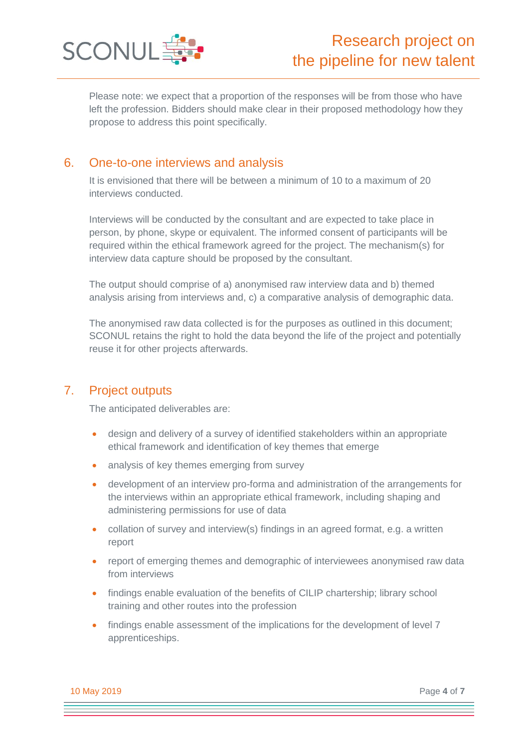Please note: we expect that a proportion of the responses will be from those who have left the profession. Bidders should make clear in their proposed methodology how they propose to address this point specifically.

## 6. One-to-one interviews and analysis

It is envisioned that there will be between a minimum of 10 to a maximum of 20 interviews conducted.

Interviews will be conducted by the consultant and are expected to take place in person, by phone, skype or equivalent. The informed consent of participants will be required within the ethical framework agreed for the project. The mechanism(s) for interview data capture should be proposed by the consultant.

The output should comprise of a) anonymised raw interview data and b) themed analysis arising from interviews and, c) a comparative analysis of demographic data.

The anonymised raw data collected is for the purposes as outlined in this document; SCONUL retains the right to hold the data beyond the life of the project and potentially reuse it for other projects afterwards.

## 7. Project outputs

The anticipated deliverables are:

- design and delivery of a survey of identified stakeholders within an appropriate ethical framework and identification of key themes that emerge
- analysis of key themes emerging from survey
- development of an interview pro-forma and administration of the arrangements for the interviews within an appropriate ethical framework, including shaping and administering permissions for use of data
- collation of survey and interview(s) findings in an agreed format, e.g. a written report
- report of emerging themes and demographic of interviewees anonymised raw data from interviews
- findings enable evaluation of the benefits of CILIP chartership; library school training and other routes into the profession
- findings enable assessment of the implications for the development of level 7 apprenticeships.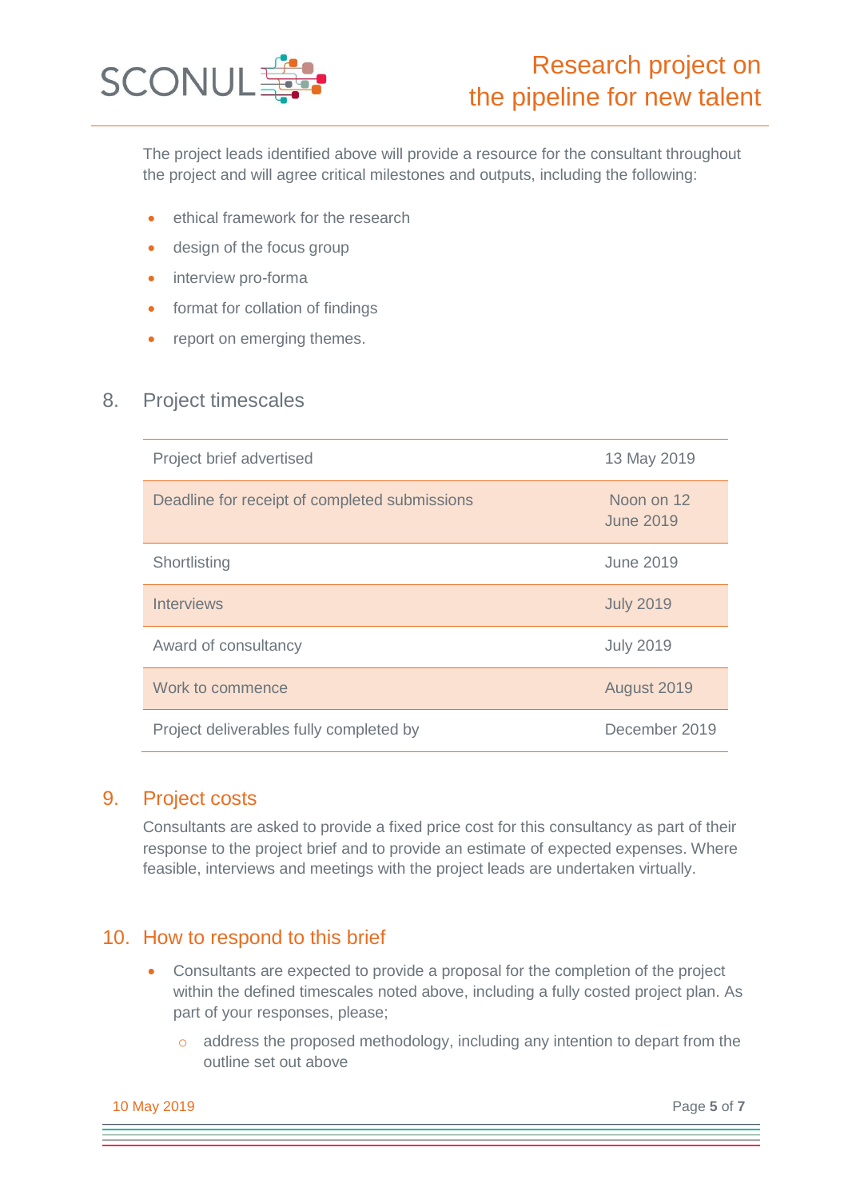The project leads identified above will provide a resource for the consultant throughout the project and will agree critical milestones and outputs, including the following:

- ethical framework for the research
- design of the focus group
- interview pro-forma
- format for collation of findings
- report on emerging themes.

## 8. Project timescales

| | |
|---|---|
| Project brief advertised | 13 May 2019 |
| Deadline for receipt of completed submissions | Noon on 12 June 2019 |
| Shortlisting | June 2019 |
| Interviews | July 2019 |
| Award of consultancy | July 2019 |
| Work to commence | August 2019 |
| Project deliverables fully completed by | December 2019 |

## 9. Project costs

Consultants are asked to provide a fixed price cost for this consultancy as part of their response to the project brief and to provide an estimate of expected expenses. Where feasible, interviews and meetings with the project leads are undertaken virtually.

## 10. How to respond to this brief

- Consultants are expected to provide a proposal for the completion of the project within the defined timescales noted above, including a fully costed project plan. As part of your responses, please;
  - address the proposed methodology, including any intention to depart from the outline set out above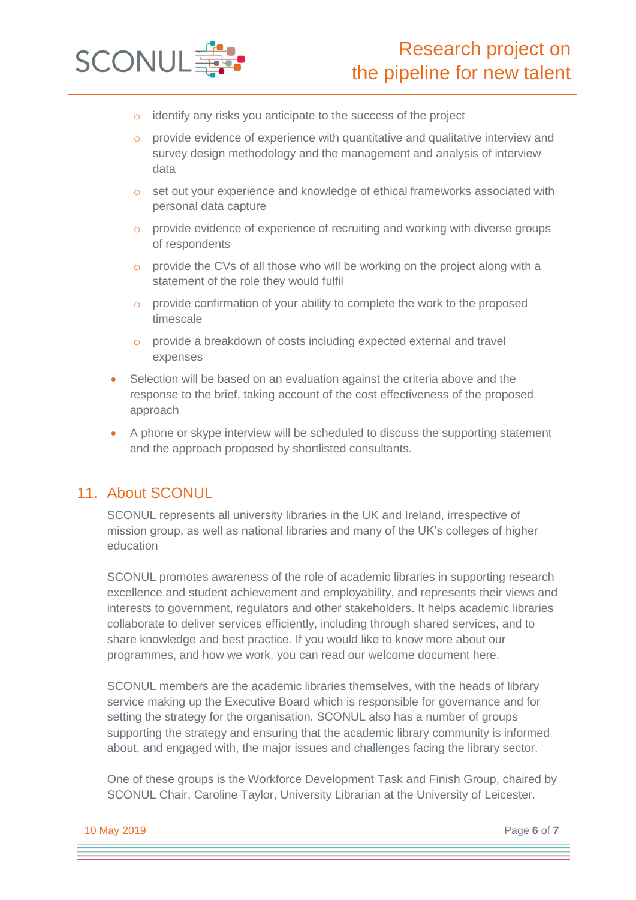- identify any risks you anticipate to the success of the project
  - provide evidence of experience with quantitative and qualitative interview and survey design methodology and the management and analysis of interview data
  - set out your experience and knowledge of ethical frameworks associated with personal data capture
  - provide evidence of experience of recruiting and working with diverse groups of respondents
  - provide the CVs of all those who will be working on the project along with a statement of the role they would fulfil
  - provide confirmation of your ability to complete the work to the proposed timescale
  - provide a breakdown of costs including expected external and travel expenses
- Selection will be based on an evaluation against the criteria above and the response to the brief, taking account of the cost effectiveness of the proposed approach
- A phone or skype interview will be scheduled to discuss the supporting statement and the approach proposed by shortlisted consultants**.**

## 11. About SCONUL

SCONUL represents all university libraries in the UK and Ireland, irrespective of mission group, as well as national libraries and many of the UK's colleges of higher education

SCONUL promotes awareness of the role of academic libraries in supporting research excellence and student achievement and employability, and represents their views and interests to government, regulators and other stakeholders. It helps academic libraries collaborate to deliver services efficiently, including through shared services, and to share knowledge and best practice. If you would like to know more about our programmes, and how we work, you can read our welcome document here.

SCONUL members are the academic libraries themselves, with the heads of library service making up the Executive Board which is responsible for governance and for setting the strategy for the organisation. SCONUL also has a number of groups supporting the strategy and ensuring that the academic library community is informed about, and engaged with, the major issues and challenges facing the library sector.

One of these groups is the Workforce Development Task and Finish Group, chaired by SCONUL Chair, Caroline Taylor, University Librarian at the University of Leicester.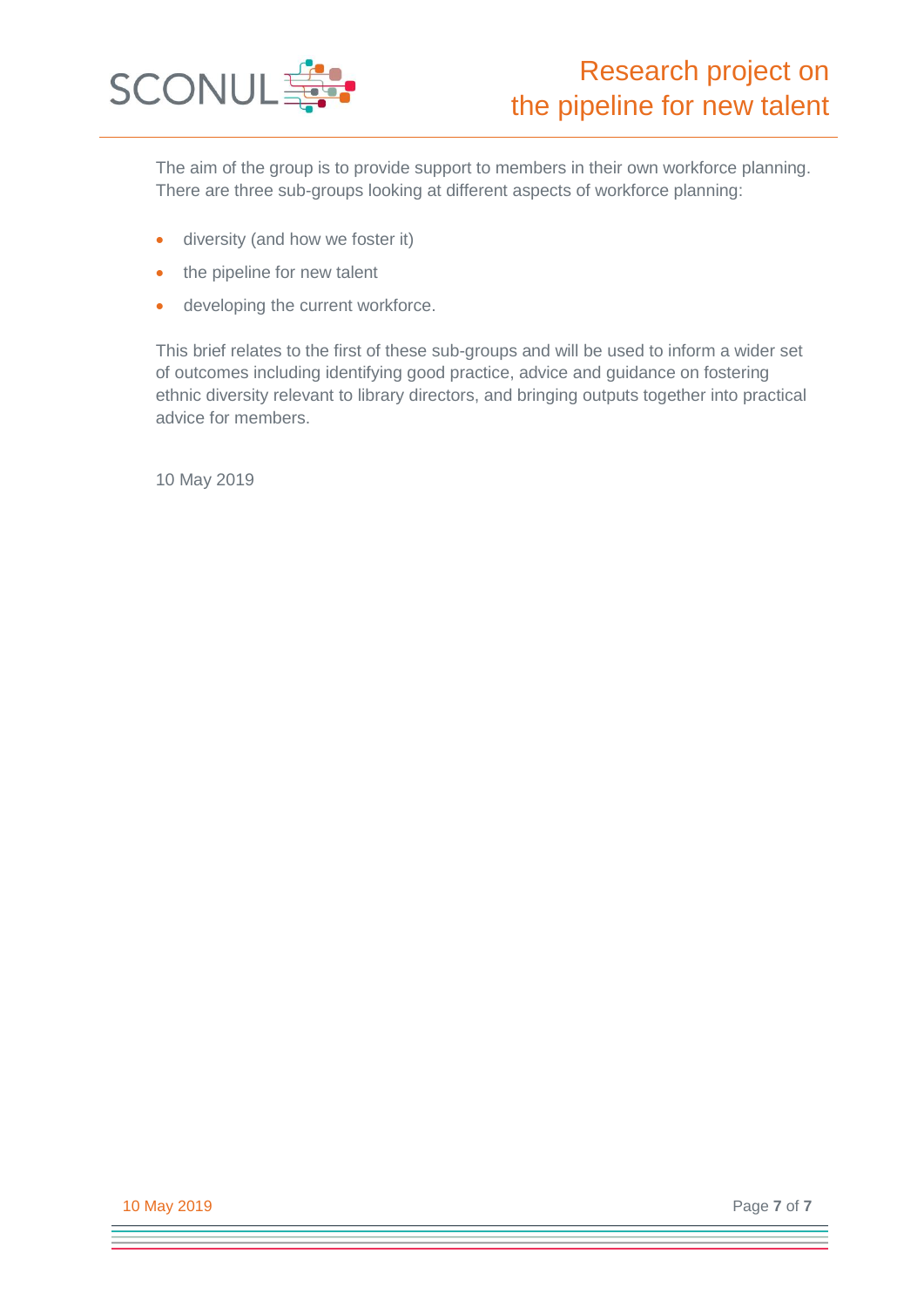The aim of the group is to provide support to members in their own workforce planning. There are three sub-groups looking at different aspects of workforce planning:

- diversity (and how we foster it)
- the pipeline for new talent
- developing the current workforce.

This brief relates to the first of these sub-groups and will be used to inform a wider set of outcomes including identifying good practice, advice and guidance on fostering ethnic diversity relevant to library directors, and bringing outputs together into practical advice for members.

10 May 2019